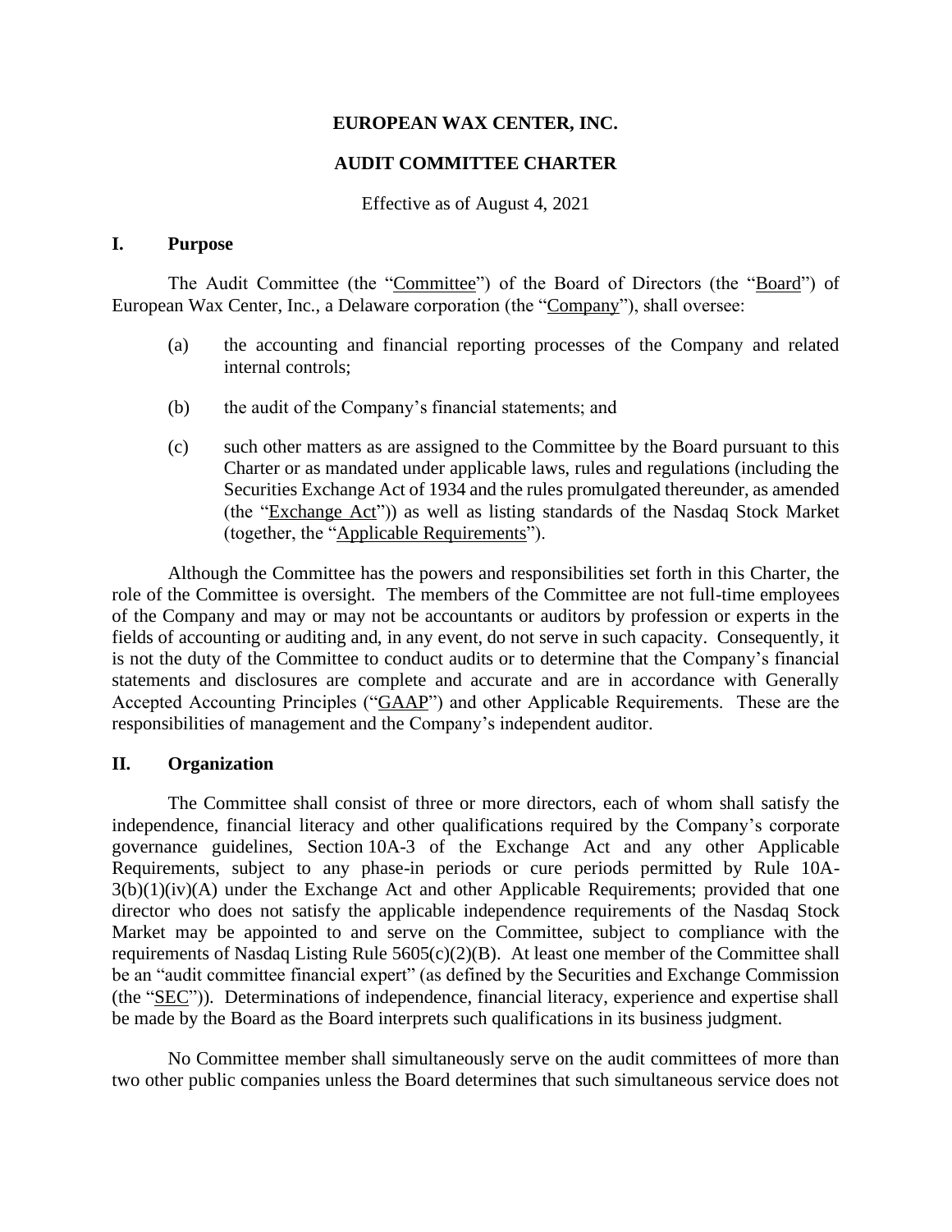# EUROPEAN WAX CENTER, INC.

## AUDIT COMMITTEE CHARTER

Effective as of August 4, 2021

### I. Purpose

The Audit Committee (the "Committee") of the Board of Directors (the "Board") of European Wax Center, Inc., a Delaware corporation (the "Company"), shall oversee:

(a) the accounting and financial reporting processes of the Company and related internal controls;

(b) the audit of the Company's financial statements; and

(c) such other matters as are assigned to the Committee by the Board pursuant to this Charter or as mandated under applicable laws, rules and regulations (including the Securities Exchange Act of 1934 and the rules promulgated thereunder, as amended (the "Exchange Act")) as well as listing standards of the Nasdaq Stock Market (together, the "Applicable Requirements").

Although the Committee has the powers and responsibilities set forth in this Charter, the role of the Committee is oversight. The members of the Committee are not full-time employees of the Company and may or may not be accountants or auditors by profession or experts in the fields of accounting or auditing and, in any event, do not serve in such capacity. Consequently, it is not the duty of the Committee to conduct audits or to determine that the Company's financial statements and disclosures are complete and accurate and are in accordance with Generally Accepted Accounting Principles ("GAAP") and other Applicable Requirements. These are the responsibilities of management and the Company's independent auditor.

### II. Organization

The Committee shall consist of three or more directors, each of whom shall satisfy the independence, financial literacy and other qualifications required by the Company's corporate governance guidelines, Section 10A-3 of the Exchange Act and any other Applicable Requirements, subject to any phase-in periods or cure periods permitted by Rule 10A-3(b)(1)(iv)(A) under the Exchange Act and other Applicable Requirements; provided that one director who does not satisfy the applicable independence requirements of the Nasdaq Stock Market may be appointed to and serve on the Committee, subject to compliance with the requirements of Nasdaq Listing Rule 5605(c)(2)(B). At least one member of the Committee shall be an "audit committee financial expert" (as defined by the Securities and Exchange Commission (the "SEC")). Determinations of independence, financial literacy, experience and expertise shall be made by the Board as the Board interprets such qualifications in its business judgment.

No Committee member shall simultaneously serve on the audit committees of more than two other public companies unless the Board determines that such simultaneous service does not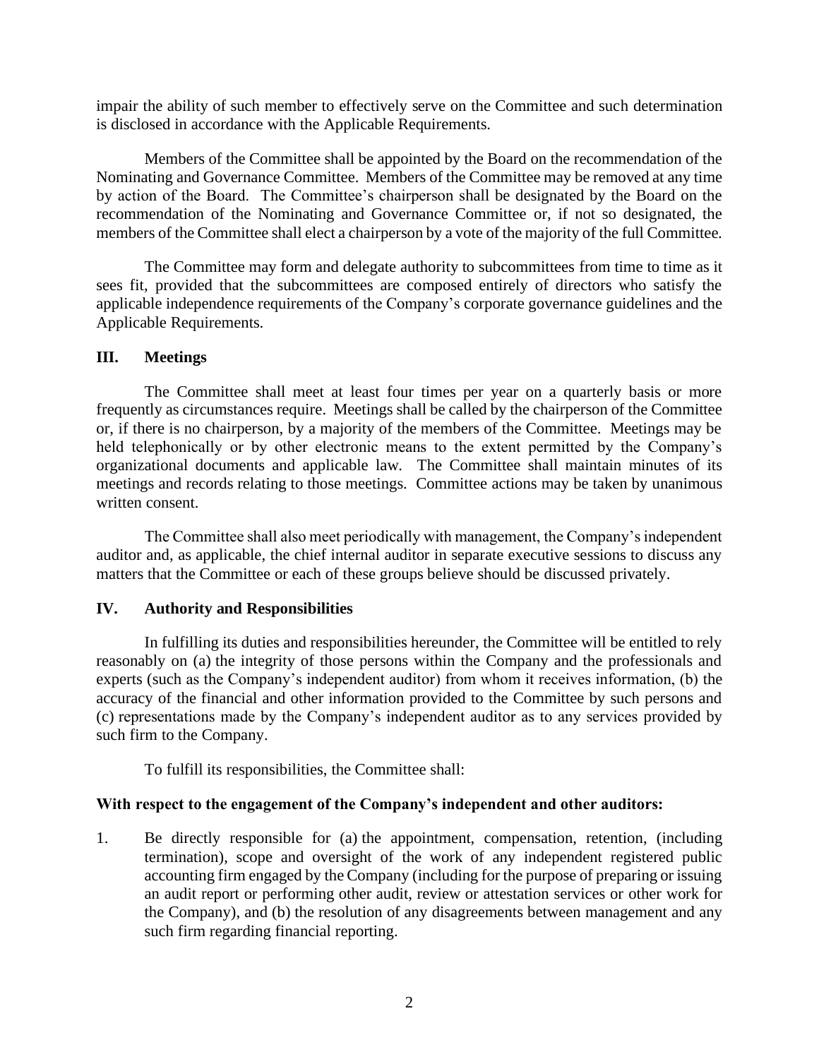impair the ability of such member to effectively serve on the Committee and such determination is disclosed in accordance with the Applicable Requirements.

Members of the Committee shall be appointed by the Board on the recommendation of the Nominating and Governance Committee. Members of the Committee may be removed at any time by action of the Board. The Committee's chairperson shall be designated by the Board on the recommendation of the Nominating and Governance Committee or, if not so designated, the members of the Committee shall elect a chairperson by a vote of the majority of the full Committee.

The Committee may form and delegate authority to subcommittees from time to time as it sees fit, provided that the subcommittees are composed entirely of directors who satisfy the applicable independence requirements of the Company's corporate governance guidelines and the Applicable Requirements.

## III. Meetings

The Committee shall meet at least four times per year on a quarterly basis or more frequently as circumstances require. Meetings shall be called by the chairperson of the Committee or, if there is no chairperson, by a majority of the members of the Committee. Meetings may be held telephonically or by other electronic means to the extent permitted by the Company's organizational documents and applicable law. The Committee shall maintain minutes of its meetings and records relating to those meetings. Committee actions may be taken by unanimous written consent.

The Committee shall also meet periodically with management, the Company's independent auditor and, as applicable, the chief internal auditor in separate executive sessions to discuss any matters that the Committee or each of these groups believe should be discussed privately.

## IV. Authority and Responsibilities

In fulfilling its duties and responsibilities hereunder, the Committee will be entitled to rely reasonably on (a) the integrity of those persons within the Company and the professionals and experts (such as the Company's independent auditor) from whom it receives information, (b) the accuracy of the financial and other information provided to the Committee by such persons and (c) representations made by the Company's independent auditor as to any services provided by such firm to the Company.

To fulfill its responsibilities, the Committee shall:

**With respect to the engagement of the Company's independent and other auditors:**

1. Be directly responsible for (a) the appointment, compensation, retention, (including termination), scope and oversight of the work of any independent registered public accounting firm engaged by the Company (including for the purpose of preparing or issuing an audit report or performing other audit, review or attestation services or other work for the Company), and (b) the resolution of any disagreements between management and any such firm regarding financial reporting.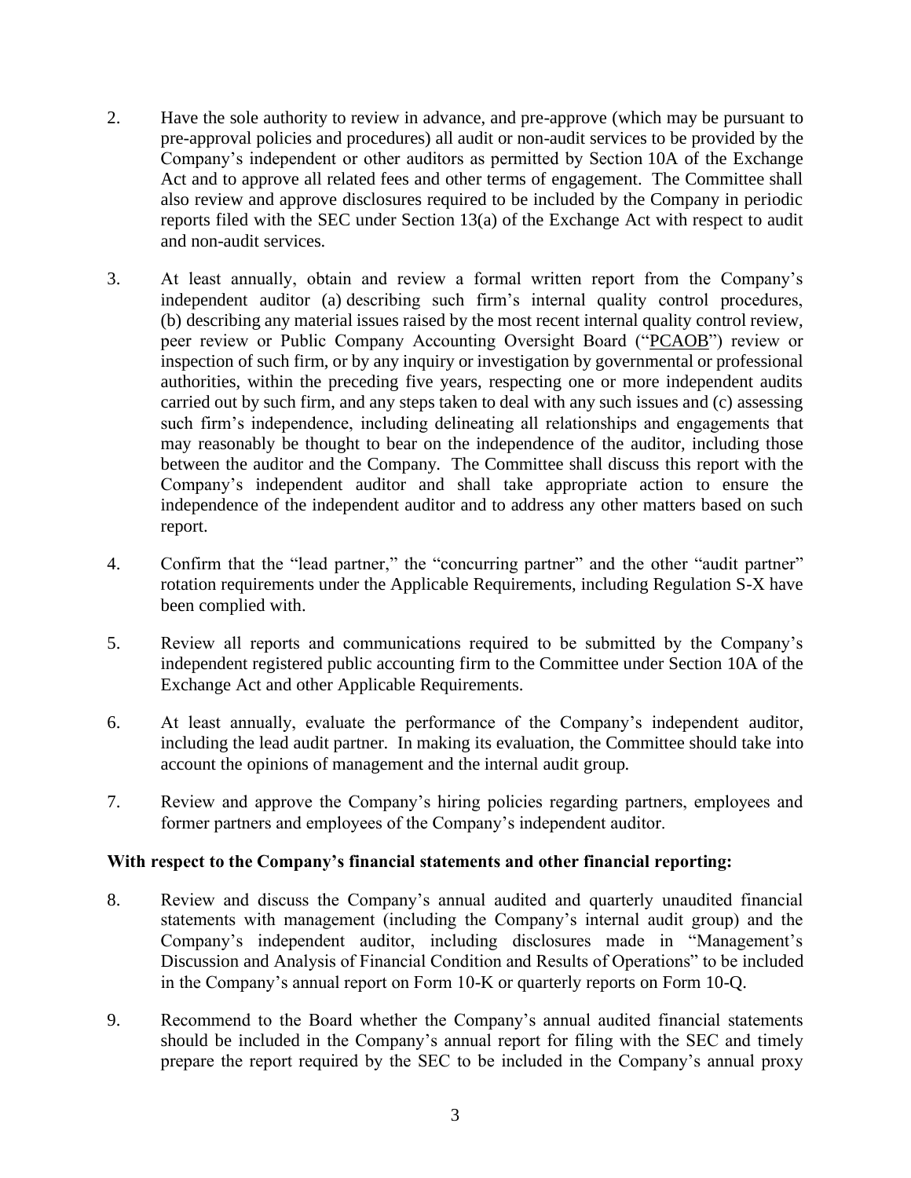2. Have the sole authority to review in advance, and pre-approve (which may be pursuant to pre-approval policies and procedures) all audit or non-audit services to be provided by the Company's independent or other auditors as permitted by Section 10A of the Exchange Act and to approve all related fees and other terms of engagement. The Committee shall also review and approve disclosures required to be included by the Company in periodic reports filed with the SEC under Section 13(a) of the Exchange Act with respect to audit and non-audit services.

3. At least annually, obtain and review a formal written report from the Company's independent auditor (a) describing such firm's internal quality control procedures, (b) describing any material issues raised by the most recent internal quality control review, peer review or Public Company Accounting Oversight Board ("PCAOB") review or inspection of such firm, or by any inquiry or investigation by governmental or professional authorities, within the preceding five years, respecting one or more independent audits carried out by such firm, and any steps taken to deal with any such issues and (c) assessing such firm's independence, including delineating all relationships and engagements that may reasonably be thought to bear on the independence of the auditor, including those between the auditor and the Company. The Committee shall discuss this report with the Company's independent auditor and shall take appropriate action to ensure the independence of the independent auditor and to address any other matters based on such report.

4. Confirm that the "lead partner," the "concurring partner" and the other "audit partner" rotation requirements under the Applicable Requirements, including Regulation S-X have been complied with.

5. Review all reports and communications required to be submitted by the Company's independent registered public accounting firm to the Committee under Section 10A of the Exchange Act and other Applicable Requirements.

6. At least annually, evaluate the performance of the Company's independent auditor, including the lead audit partner. In making its evaluation, the Committee should take into account the opinions of management and the internal audit group.

7. Review and approve the Company's hiring policies regarding partners, employees and former partners and employees of the Company's independent auditor.

**With respect to the Company's financial statements and other financial reporting:**

8. Review and discuss the Company's annual audited and quarterly unaudited financial statements with management (including the Company's internal audit group) and the Company's independent auditor, including disclosures made in "Management's Discussion and Analysis of Financial Condition and Results of Operations" to be included in the Company's annual report on Form 10-K or quarterly reports on Form 10-Q.

9. Recommend to the Board whether the Company's annual audited financial statements should be included in the Company's annual report for filing with the SEC and timely prepare the report required by the SEC to be included in the Company's annual proxy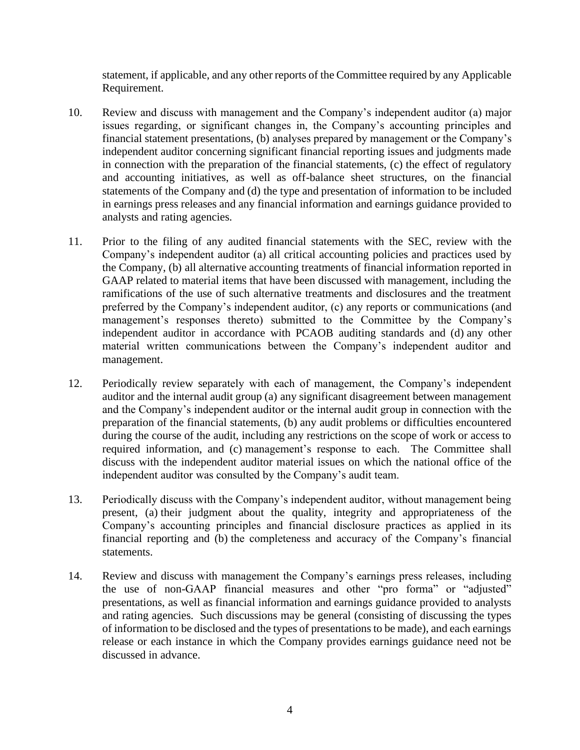statement, if applicable, and any other reports of the Committee required by any Applicable Requirement.

10. Review and discuss with management and the Company's independent auditor (a) major issues regarding, or significant changes in, the Company's accounting principles and financial statement presentations, (b) analyses prepared by management or the Company's independent auditor concerning significant financial reporting issues and judgments made in connection with the preparation of the financial statements, (c) the effect of regulatory and accounting initiatives, as well as off-balance sheet structures, on the financial statements of the Company and (d) the type and presentation of information to be included in earnings press releases and any financial information and earnings guidance provided to analysts and rating agencies.

11. Prior to the filing of any audited financial statements with the SEC, review with the Company's independent auditor (a) all critical accounting policies and practices used by the Company, (b) all alternative accounting treatments of financial information reported in GAAP related to material items that have been discussed with management, including the ramifications of the use of such alternative treatments and disclosures and the treatment preferred by the Company's independent auditor, (c) any reports or communications (and management's responses thereto) submitted to the Committee by the Company's independent auditor in accordance with PCAOB auditing standards and (d) any other material written communications between the Company's independent auditor and management.

12. Periodically review separately with each of management, the Company's independent auditor and the internal audit group (a) any significant disagreement between management and the Company's independent auditor or the internal audit group in connection with the preparation of the financial statements, (b) any audit problems or difficulties encountered during the course of the audit, including any restrictions on the scope of work or access to required information, and (c) management's response to each. The Committee shall discuss with the independent auditor material issues on which the national office of the independent auditor was consulted by the Company's audit team.

13. Periodically discuss with the Company's independent auditor, without management being present, (a) their judgment about the quality, integrity and appropriateness of the Company's accounting principles and financial disclosure practices as applied in its financial reporting and (b) the completeness and accuracy of the Company's financial statements.

14. Review and discuss with management the Company's earnings press releases, including the use of non-GAAP financial measures and other "pro forma" or "adjusted" presentations, as well as financial information and earnings guidance provided to analysts and rating agencies. Such discussions may be general (consisting of discussing the types of information to be disclosed and the types of presentations to be made), and each earnings release or each instance in which the Company provides earnings guidance need not be discussed in advance.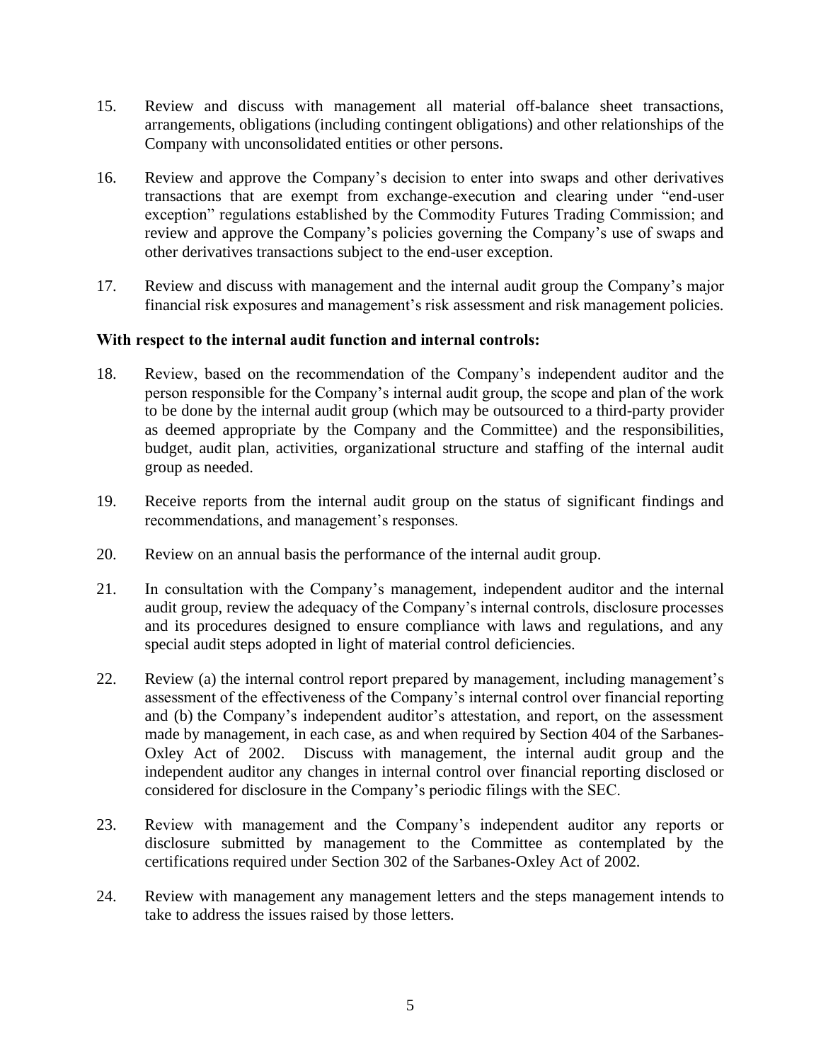15. Review and discuss with management all material off-balance sheet transactions, arrangements, obligations (including contingent obligations) and other relationships of the Company with unconsolidated entities or other persons.

16. Review and approve the Company's decision to enter into swaps and other derivatives transactions that are exempt from exchange-execution and clearing under "end-user exception" regulations established by the Commodity Futures Trading Commission; and review and approve the Company's policies governing the Company's use of swaps and other derivatives transactions subject to the end-user exception.

17. Review and discuss with management and the internal audit group the Company's major financial risk exposures and management's risk assessment and risk management policies.

**With respect to the internal audit function and internal controls:**

18. Review, based on the recommendation of the Company's independent auditor and the person responsible for the Company's internal audit group, the scope and plan of the work to be done by the internal audit group (which may be outsourced to a third-party provider as deemed appropriate by the Company and the Committee) and the responsibilities, budget, audit plan, activities, organizational structure and staffing of the internal audit group as needed.

19. Receive reports from the internal audit group on the status of significant findings and recommendations, and management's responses.

20. Review on an annual basis the performance of the internal audit group.

21. In consultation with the Company's management, independent auditor and the internal audit group, review the adequacy of the Company's internal controls, disclosure processes and its procedures designed to ensure compliance with laws and regulations, and any special audit steps adopted in light of material control deficiencies.

22. Review (a) the internal control report prepared by management, including management's assessment of the effectiveness of the Company's internal control over financial reporting and (b) the Company's independent auditor's attestation, and report, on the assessment made by management, in each case, as and when required by Section 404 of the Sarbanes-Oxley Act of 2002. Discuss with management, the internal audit group and the independent auditor any changes in internal control over financial reporting disclosed or considered for disclosure in the Company's periodic filings with the SEC.

23. Review with management and the Company's independent auditor any reports or disclosure submitted by management to the Committee as contemplated by the certifications required under Section 302 of the Sarbanes-Oxley Act of 2002.

24. Review with management any management letters and the steps management intends to take to address the issues raised by those letters.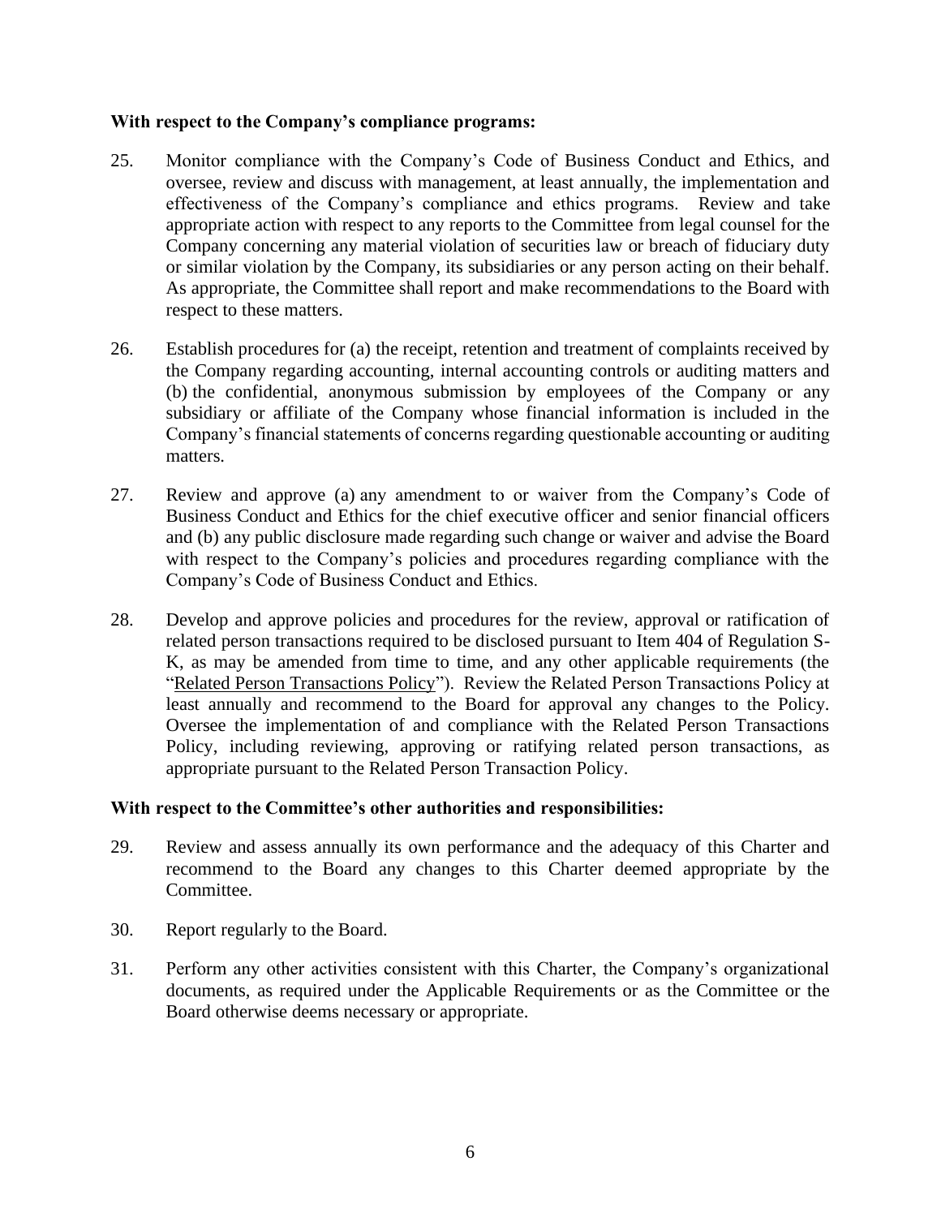**With respect to the Company's compliance programs:**

25. Monitor compliance with the Company's Code of Business Conduct and Ethics, and oversee, review and discuss with management, at least annually, the implementation and effectiveness of the Company's compliance and ethics programs. Review and take appropriate action with respect to any reports to the Committee from legal counsel for the Company concerning any material violation of securities law or breach of fiduciary duty or similar violation by the Company, its subsidiaries or any person acting on their behalf. As appropriate, the Committee shall report and make recommendations to the Board with respect to these matters.

26. Establish procedures for (a) the receipt, retention and treatment of complaints received by the Company regarding accounting, internal accounting controls or auditing matters and (b) the confidential, anonymous submission by employees of the Company or any subsidiary or affiliate of the Company whose financial information is included in the Company's financial statements of concerns regarding questionable accounting or auditing matters.

27. Review and approve (a) any amendment to or waiver from the Company's Code of Business Conduct and Ethics for the chief executive officer and senior financial officers and (b) any public disclosure made regarding such change or waiver and advise the Board with respect to the Company's policies and procedures regarding compliance with the Company's Code of Business Conduct and Ethics.

28. Develop and approve policies and procedures for the review, approval or ratification of related person transactions required to be disclosed pursuant to Item 404 of Regulation S-K, as may be amended from time to time, and any other applicable requirements (the "Related Person Transactions Policy"). Review the Related Person Transactions Policy at least annually and recommend to the Board for approval any changes to the Policy. Oversee the implementation of and compliance with the Related Person Transactions Policy, including reviewing, approving or ratifying related person transactions, as appropriate pursuant to the Related Person Transaction Policy.

**With respect to the Committee's other authorities and responsibilities:**

29. Review and assess annually its own performance and the adequacy of this Charter and recommend to the Board any changes to this Charter deemed appropriate by the Committee.

30. Report regularly to the Board.

31. Perform any other activities consistent with this Charter, the Company's organizational documents, as required under the Applicable Requirements or as the Committee or the Board otherwise deems necessary or appropriate.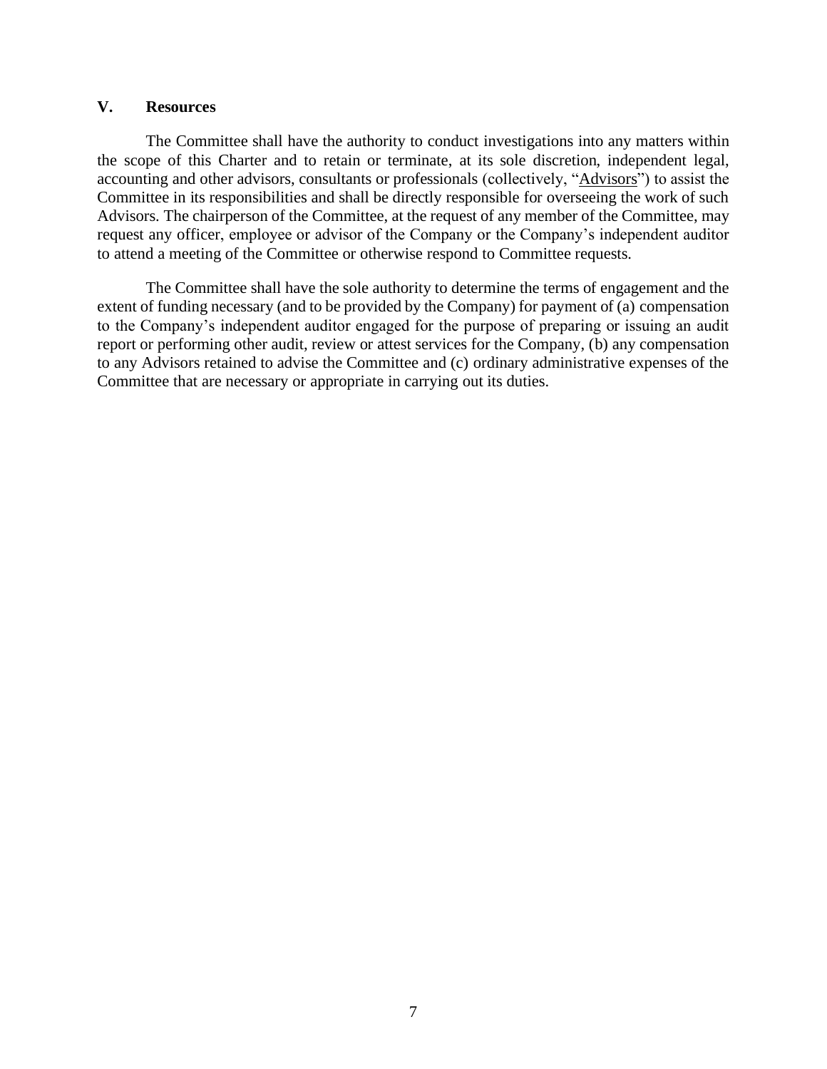## V. Resources

The Committee shall have the authority to conduct investigations into any matters within the scope of this Charter and to retain or terminate, at its sole discretion, independent legal, accounting and other advisors, consultants or professionals (collectively, "Advisors") to assist the Committee in its responsibilities and shall be directly responsible for overseeing the work of such Advisors. The chairperson of the Committee, at the request of any member of the Committee, may request any officer, employee or advisor of the Company or the Company's independent auditor to attend a meeting of the Committee or otherwise respond to Committee requests.

The Committee shall have the sole authority to determine the terms of engagement and the extent of funding necessary (and to be provided by the Company) for payment of (a) compensation to the Company's independent auditor engaged for the purpose of preparing or issuing an audit report or performing other audit, review or attest services for the Company, (b) any compensation to any Advisors retained to advise the Committee and (c) ordinary administrative expenses of the Committee that are necessary or appropriate in carrying out its duties.